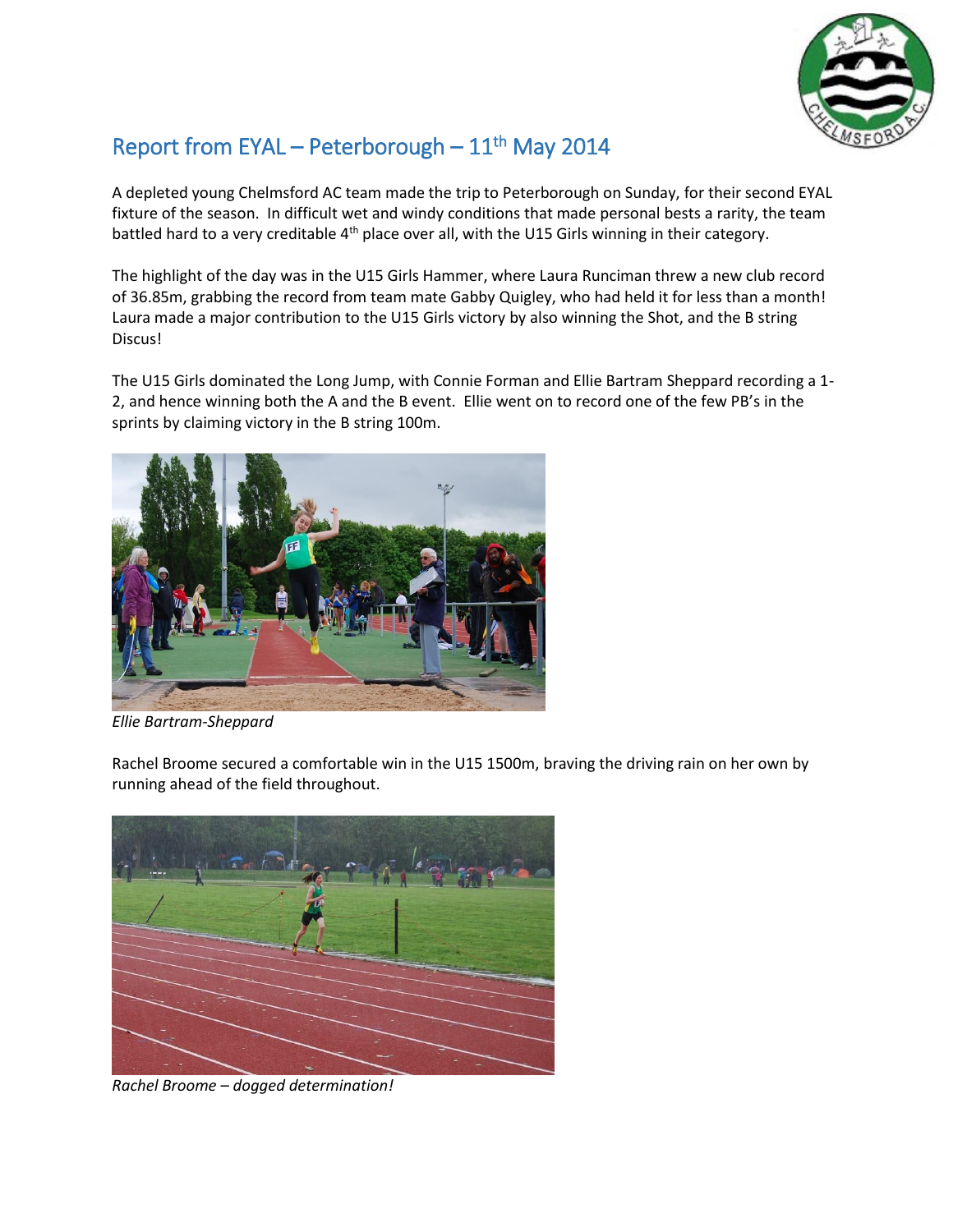# Report from EYAL – Peterborough – 11th May 2014

A depleted young Chelmsford AC team made the trip to Peterborough on Sunday, for their second EYAL fixture of the season. In difficult wet and windy conditions that made personal bests a rarity, the team battled hard to a very creditable 4th place over all, with the U15 Girls winning in their category.

The highlight of the day was in the U15 Girls Hammer, where Laura Runciman threw a new club record of 36.85m, grabbing the record from team mate Gabby Quigley, who had held it for less than a month! Laura made a major contribution to the U15 Girls victory by also winning the Shot, and the B string Discus!

The U15 Girls dominated the Long Jump, with Connie Forman and Ellie Bartram Sheppard recording a 1-2, and hence winning both the A and the B event. Ellie went on to record one of the few PB's in the sprints by claiming victory in the B string 100m.

*Ellie Bartram-Sheppard*

Rachel Broome secured a comfortable win in the U15 1500m, braving the driving rain on her own by running ahead of the field throughout.

*Rachel Broome – dogged determination!*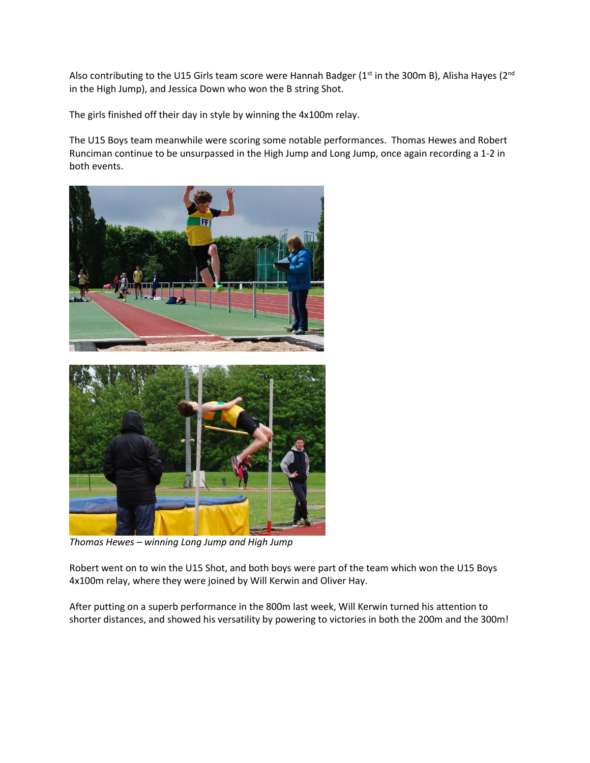Also contributing to the U15 Girls team score were Hannah Badger (1st in the 300m B), Alisha Hayes (2nd in the High Jump), and Jessica Down who won the B string Shot.

The girls finished off their day in style by winning the 4x100m relay.

The U15 Boys team meanwhile were scoring some notable performances. Thomas Hewes and Robert Runciman continue to be unsurpassed in the High Jump and Long Jump, once again recording a 1-2 in both events.

*Thomas Hewes – winning Long Jump and High Jump*

Robert went on to win the U15 Shot, and both boys were part of the team which won the U15 Boys 4x100m relay, where they were joined by Will Kerwin and Oliver Hay.

After putting on a superb performance in the 800m last week, Will Kerwin turned his attention to shorter distances, and showed his versatility by powering to victories in both the 200m and the 300m!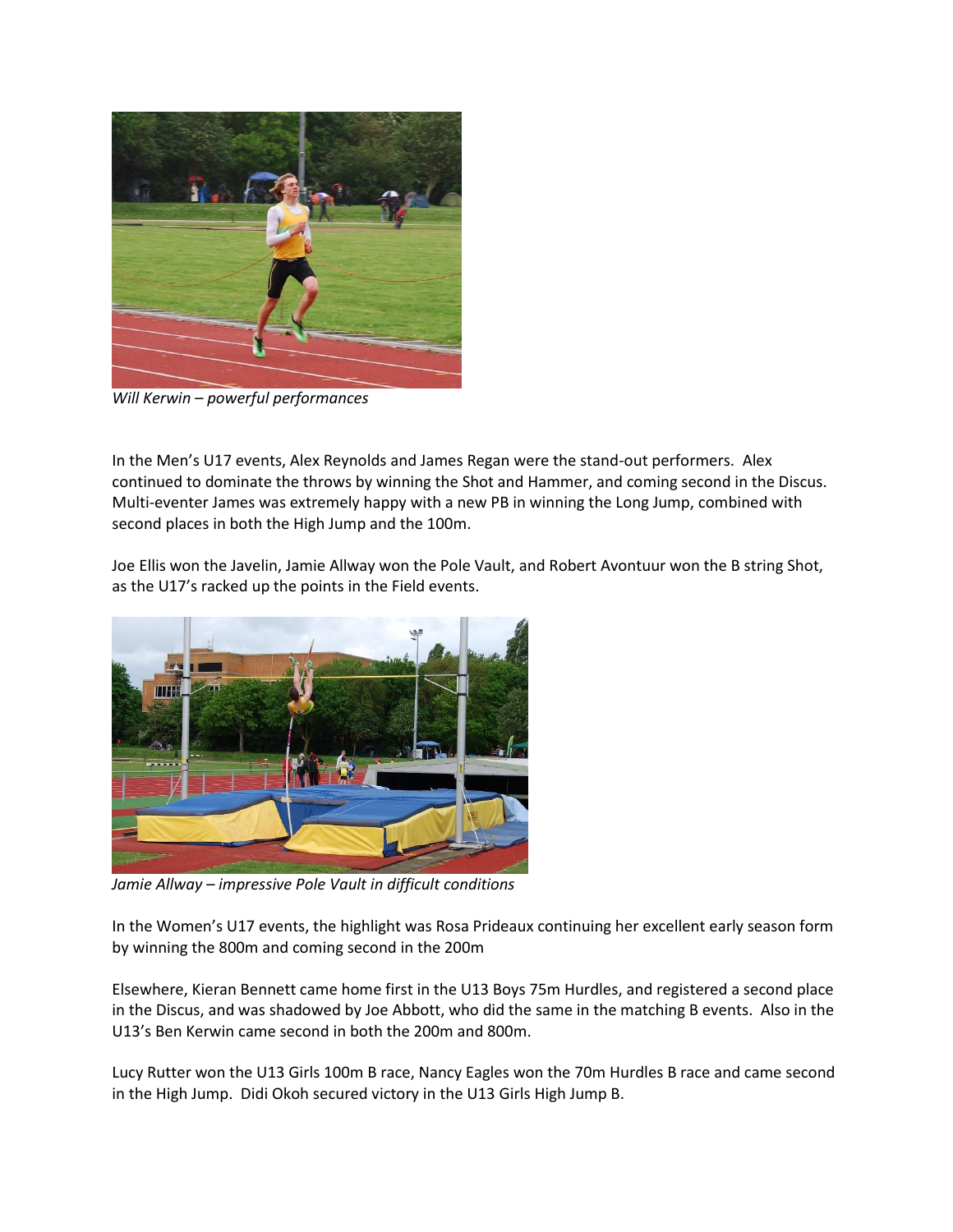*Will Kerwin – powerful performances*

In the Men's U17 events, Alex Reynolds and James Regan were the stand-out performers. Alex continued to dominate the throws by winning the Shot and Hammer, and coming second in the Discus. Multi-eventer James was extremely happy with a new PB in winning the Long Jump, combined with second places in both the High Jump and the 100m.

Joe Ellis won the Javelin, Jamie Allway won the Pole Vault, and Robert Avontuur won the B string Shot, as the U17's racked up the points in the Field events.

*Jamie Allway – impressive Pole Vault in difficult conditions*

In the Women's U17 events, the highlight was Rosa Prideaux continuing her excellent early season form by winning the 800m and coming second in the 200m

Elsewhere, Kieran Bennett came home first in the U13 Boys 75m Hurdles, and registered a second place in the Discus, and was shadowed by Joe Abbott, who did the same in the matching B events. Also in the U13's Ben Kerwin came second in both the 200m and 800m.

Lucy Rutter won the U13 Girls 100m B race, Nancy Eagles won the 70m Hurdles B race and came second in the High Jump. Didi Okoh secured victory in the U13 Girls High Jump B.